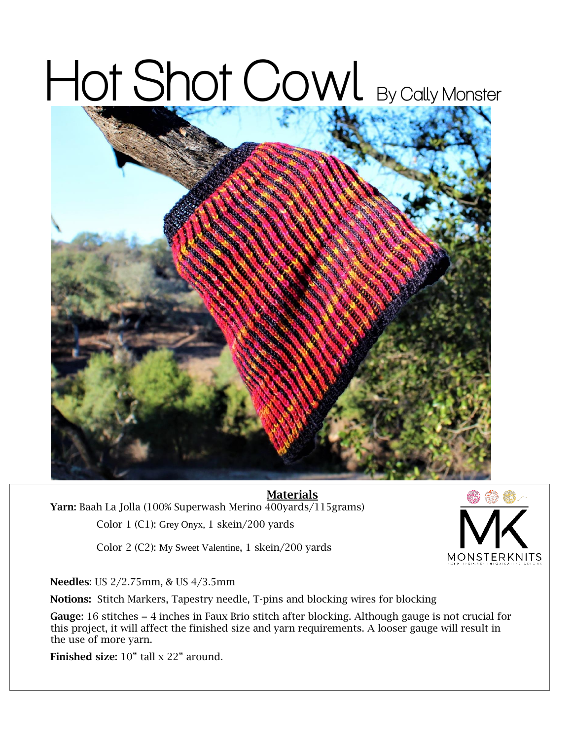# Hot Shot Cowl By Cally Monster

## Materials

**Yarn:** Baah La Jolla (100% Superwash Merino 400yards/115grams)

Color 1 (C1): Grey Onyx, 1 skein/200 yards

Color 2 (C2): My Sweet Valentine, 1 skein/200 yards

**Needles:** US 2/2.75mm, & US 4/3.5mm

**Notions:** Stitch Markers, Tapestry needle, T-pins and blocking wires for blocking

**Gauge**: 16 stitches = 4 inches in Faux Brio stitch after blocking. Although gauge is not crucial for this project, it will affect the finished size and yarn requirements. A looser gauge will result in the use of more yarn.

**Finished size:** 10" tall x 22" around.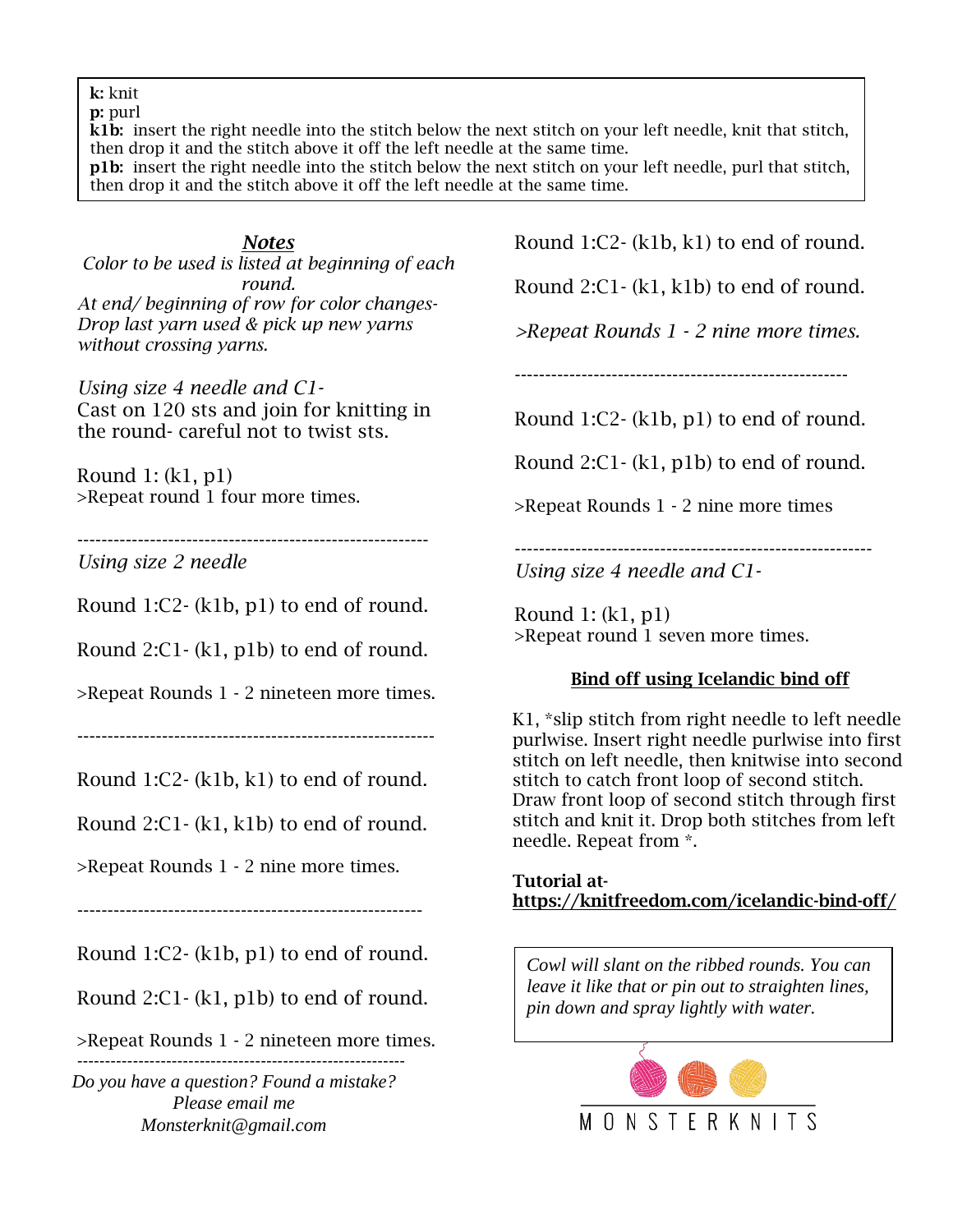**k:** knit
**p:** purl
**k1b:** insert the right needle into the stitch below the next stitch on your left needle, knit that stitch, then drop it and the stitch above it off the left needle at the same time.
**p1b:** insert the right needle into the stitch below the next stitch on your left needle, purl that stitch, then drop it and the stitch above it off the left needle at the same time.

***Notes***

*Color to be used is listed at beginning of each round.*
*At end/ beginning of row for color changes- Drop last yarn used & pick up new yarns without crossing yarns.*

*Using size 4 needle and C1-*
Cast on 120 sts and join for knitting in the round- careful not to twist sts.

Round 1: (k1, p1)
>Repeat round 1 four more times.

----------------------------------------------------------

*Using size 2 needle*

Round 1:C2- (k1b, p1) to end of round.

Round 2:C1- (k1, p1b) to end of round.

>Repeat Rounds 1 - 2 nineteen more times.

----------------------------------------------------------

Round 1:C2- (k1b, k1) to end of round.

Round 2:C1- (k1, k1b) to end of round.

>Repeat Rounds 1 - 2 nine more times.

----------------------------------------------------------

Round 1:C2- (k1b, p1) to end of round.

Round 2:C1- (k1, p1b) to end of round.

>Repeat Rounds 1 - 2 nineteen more times.

----------------------------------------------------------

Round 1:C2- (k1b, k1) to end of round.

Round 2:C1- (k1, k1b) to end of round.

*>Repeat Rounds 1 - 2 nine more times.*

----------------------------------------------------------

Round 1:C2- (k1b, p1) to end of round.

Round 2:C1- (k1, p1b) to end of round.

>Repeat Rounds 1 - 2 nine more times

----------------------------------------------------------

*Using size 4 needle and C1-*

Round 1: (k1, p1)
>Repeat round 1 seven more times.

**Bind off using Icelandic bind off**

K1, *slip stitch from right needle to left needle purlwise. Insert right needle purlwise into first stitch on left needle, then knitwise into second stitch to catch front loop of second stitch. Draw front loop of second stitch through first stitch and knit it. Drop both stitches from left needle. Repeat from *.

**Tutorial at-**
**https://knitfreedom.com/icelandic-bind-off/**

*Cowl will slant on the ribbed rounds. You can leave it like that or pin out to straighten lines, pin down and spray lightly with water.*

*Do you have a question? Found a mistake? Please email me Monsterknit@gmail.com*

MONSTERKNITS